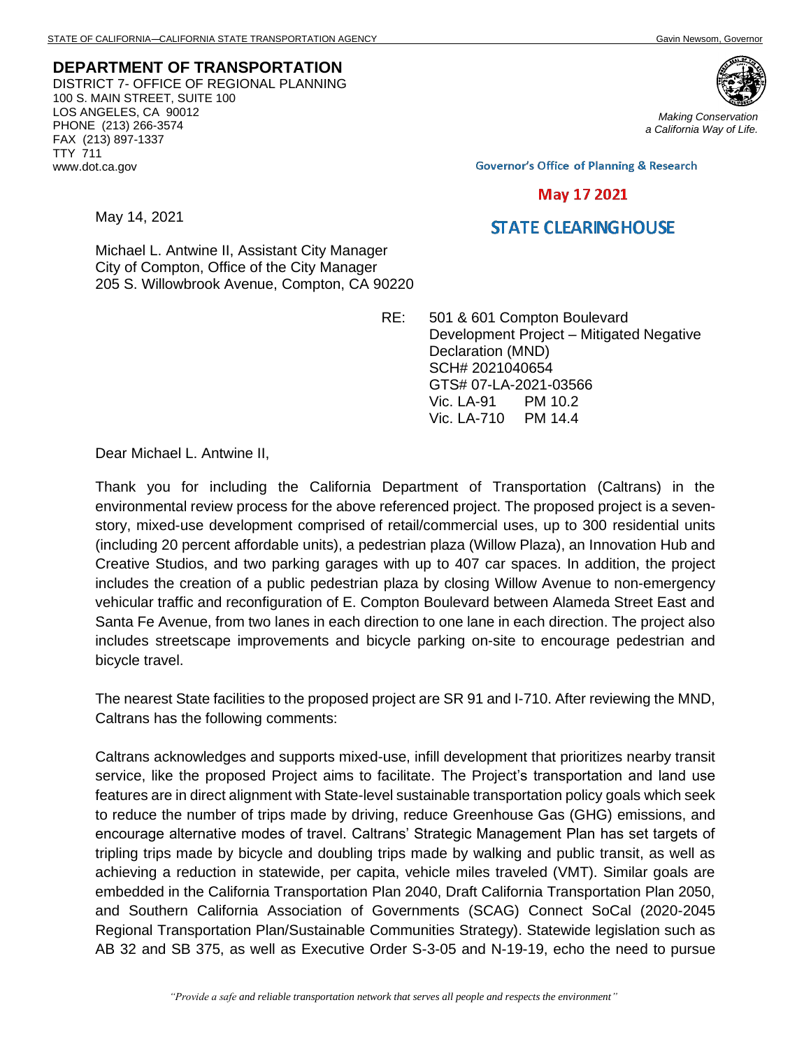STATE OF CALIFORNIA—CALIFORNIA STATE TRANSPORTATION AGENCY Gavin Newsom, Governor

**DEPARTMENT OF TRANSPORTATION**
DISTRICT 7- OFFICE OF REGIONAL PLANNING
100 S. MAIN STREET, SUITE 100
LOS ANGELES, CA 90012
PHONE (213) 266-3574
FAX (213) 897-1337
TTY 711
www.dot.ca.gov

*Making Conservation a California Way of Life.*

Governor's Office of Planning & Research

May 17 2021

STATE CLEARINGHOUSE

May 14, 2021

Michael L. Antwine II, Assistant City Manager
City of Compton, Office of the City Manager
205 S. Willowbrook Avenue, Compton, CA 90220

RE: 501 & 601 Compton Boulevard Development Project – Mitigated Negative Declaration (MND)
SCH# 2021040654
GTS# 07-LA-2021-03566
Vic. LA-91 PM 10.2
Vic. LA-710 PM 14.4

Dear Michael L. Antwine II,

Thank you for including the California Department of Transportation (Caltrans) in the environmental review process for the above referenced project. The proposed project is a seven-story, mixed-use development comprised of retail/commercial uses, up to 300 residential units (including 20 percent affordable units), a pedestrian plaza (Willow Plaza), an Innovation Hub and Creative Studios, and two parking garages with up to 407 car spaces. In addition, the project includes the creation of a public pedestrian plaza by closing Willow Avenue to non-emergency vehicular traffic and reconfiguration of E. Compton Boulevard between Alameda Street East and Santa Fe Avenue, from two lanes in each direction to one lane in each direction. The project also includes streetscape improvements and bicycle parking on-site to encourage pedestrian and bicycle travel.

The nearest State facilities to the proposed project are SR 91 and I-710. After reviewing the MND, Caltrans has the following comments:

Caltrans acknowledges and supports mixed-use, infill development that prioritizes nearby transit service, like the proposed Project aims to facilitate. The Project's transportation and land use features are in direct alignment with State-level sustainable transportation policy goals which seek to reduce the number of trips made by driving, reduce Greenhouse Gas (GHG) emissions, and encourage alternative modes of travel. Caltrans' Strategic Management Plan has set targets of tripling trips made by bicycle and doubling trips made by walking and public transit, as well as achieving a reduction in statewide, per capita, vehicle miles traveled (VMT). Similar goals are embedded in the California Transportation Plan 2040, Draft California Transportation Plan 2050, and Southern California Association of Governments (SCAG) Connect SoCal (2020-2045 Regional Transportation Plan/Sustainable Communities Strategy). Statewide legislation such as AB 32 and SB 375, as well as Executive Order S-3-05 and N-19-19, echo the need to pursue

*"Provide a safe and reliable transportation network that serves all people and respects the environment"*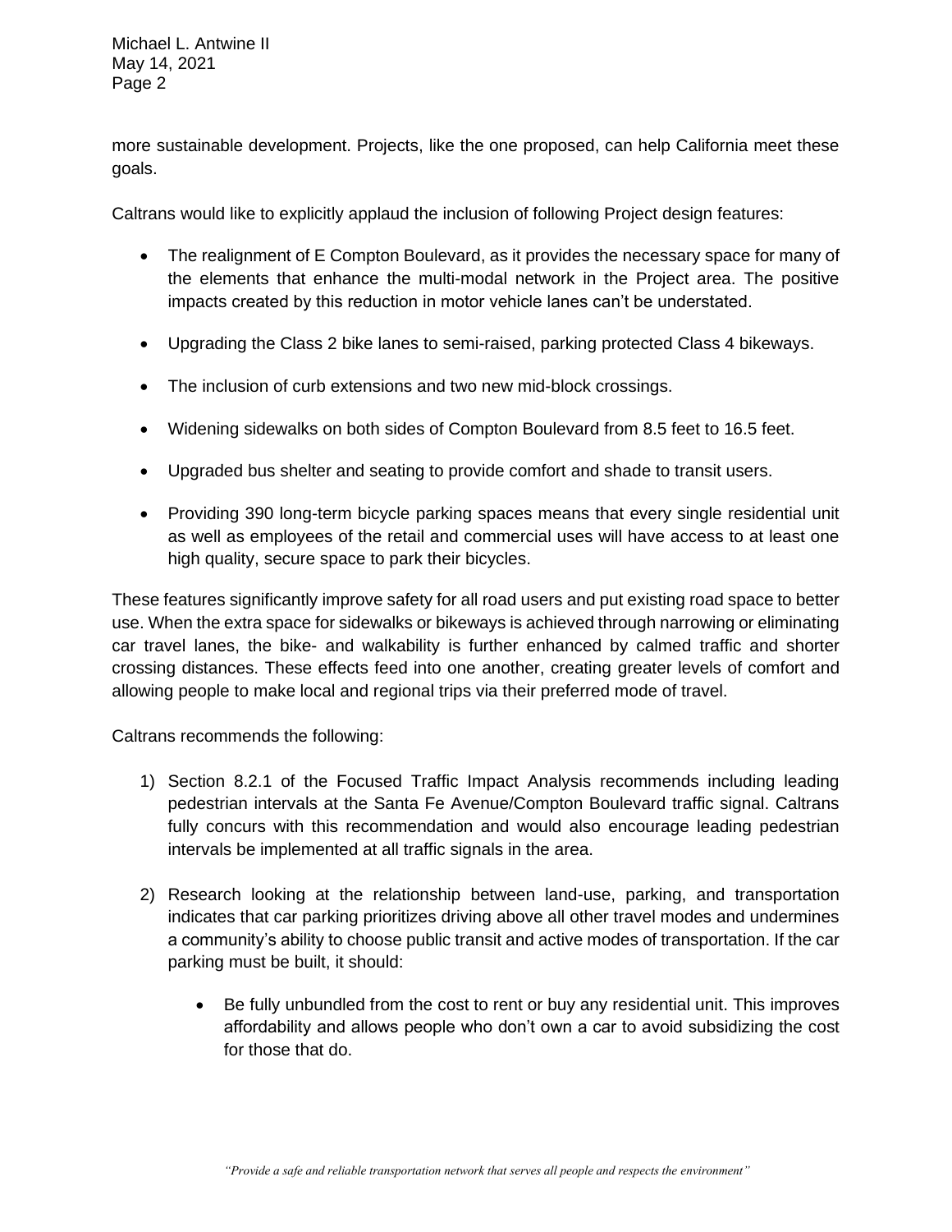more sustainable development. Projects, like the one proposed, can help California meet these goals.

Caltrans would like to explicitly applaud the inclusion of following Project design features:

- The realignment of E Compton Boulevard, as it provides the necessary space for many of the elements that enhance the multi-modal network in the Project area. The positive impacts created by this reduction in motor vehicle lanes can't be understated.
- Upgrading the Class 2 bike lanes to semi-raised, parking protected Class 4 bikeways.
- The inclusion of curb extensions and two new mid-block crossings.
- Widening sidewalks on both sides of Compton Boulevard from 8.5 feet to 16.5 feet.
- Upgraded bus shelter and seating to provide comfort and shade to transit users.
- Providing 390 long-term bicycle parking spaces means that every single residential unit as well as employees of the retail and commercial uses will have access to at least one high quality, secure space to park their bicycles.

These features significantly improve safety for all road users and put existing road space to better use. When the extra space for sidewalks or bikeways is achieved through narrowing or eliminating car travel lanes, the bike- and walkability is further enhanced by calmed traffic and shorter crossing distances. These effects feed into one another, creating greater levels of comfort and allowing people to make local and regional trips via their preferred mode of travel.

Caltrans recommends the following:

1) Section 8.2.1 of the Focused Traffic Impact Analysis recommends including leading pedestrian intervals at the Santa Fe Avenue/Compton Boulevard traffic signal. Caltrans fully concurs with this recommendation and would also encourage leading pedestrian intervals be implemented at all traffic signals in the area.

2) Research looking at the relationship between land-use, parking, and transportation indicates that car parking prioritizes driving above all other travel modes and undermines a community's ability to choose public transit and active modes of transportation. If the car parking must be built, it should:

    - Be fully unbundled from the cost to rent or buy any residential unit. This improves affordability and allows people who don't own a car to avoid subsidizing the cost for those that do.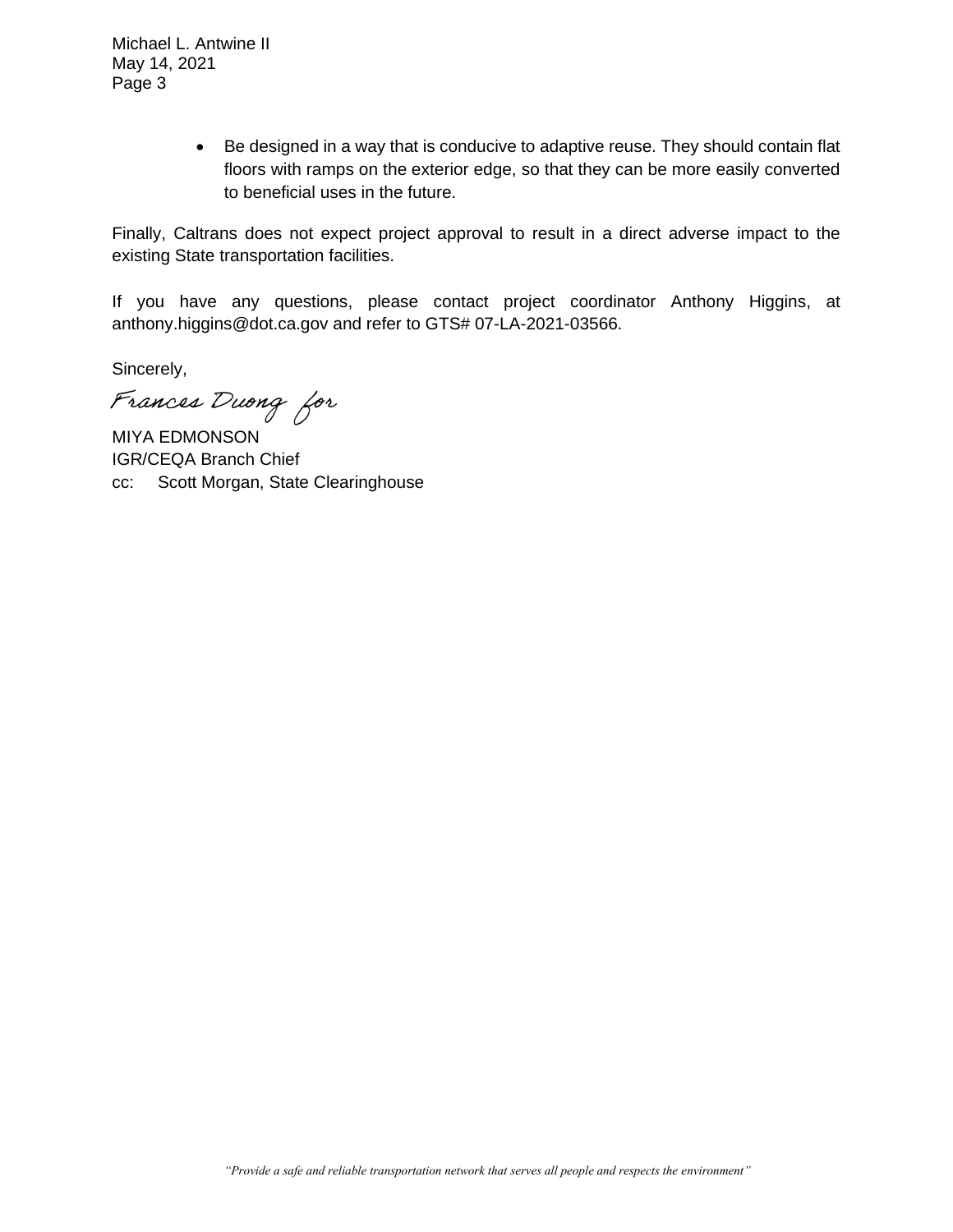- Be designed in a way that is conducive to adaptive reuse. They should contain flat floors with ramps on the exterior edge, so that they can be more easily converted to beneficial uses in the future.

Finally, Caltrans does not expect project approval to result in a direct adverse impact to the existing State transportation facilities.

If you have any questions, please contact project coordinator Anthony Higgins, at anthony.higgins@dot.ca.gov and refer to GTS# 07-LA-2021-03566.

Sincerely,

*Frances Duong for*

MIYA EDMONSON
IGR/CEQA Branch Chief

cc: Scott Morgan, State Clearinghouse

*"Provide a safe and reliable transportation network that serves all people and respects the environment"*